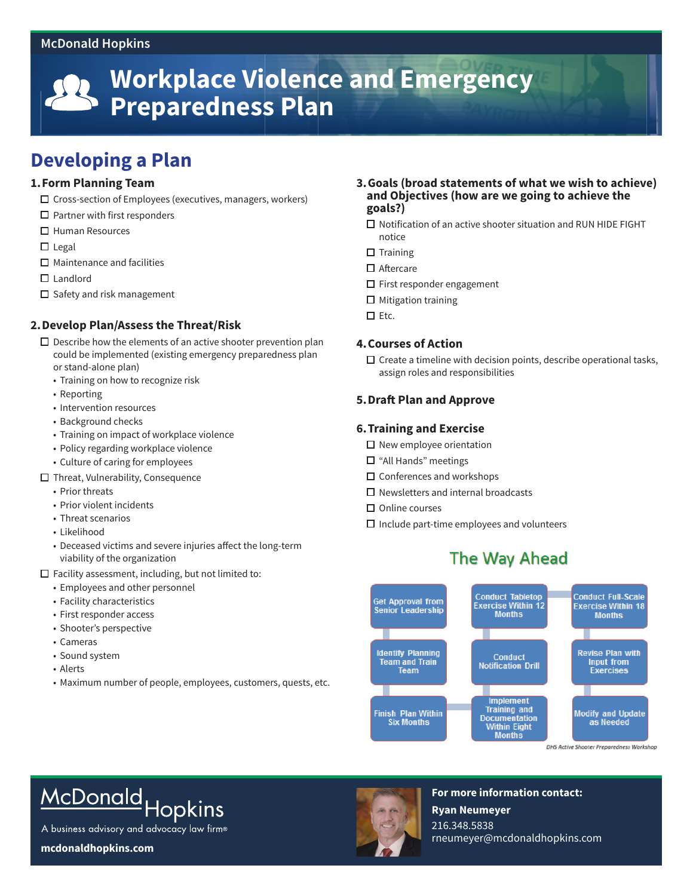McDonald Hopkins

# Workplace Violence and Emergency Preparedness Plan

## Developing a Plan

### 1. Form Planning Team

- ☐ Cross-section of Employees (executives, managers, workers)
- ☐ Partner with first responders
- ☐ Human Resources
- ☐ Legal
- ☐ Maintenance and facilities
- ☐ Landlord
- ☐ Safety and risk management

### 2. Develop Plan/Assess the Threat/Risk

- ☐ Describe how the elements of an active shooter prevention plan could be implemented (existing emergency preparedness plan or stand-alone plan)
  - Training on how to recognize risk
  - Reporting
  - Intervention resources
  - Background checks
  - Training on impact of workplace violence
  - Policy regarding workplace violence
  - Culture of caring for employees
- ☐ Threat, Vulnerability, Consequence
  - Prior threats
  - Prior violent incidents
  - Threat scenarios
  - Likelihood
  - Deceased victims and severe injuries affect the long-term viability of the organization
- ☐ Facility assessment, including, but not limited to:
  - Employees and other personnel
  - Facility characteristics
  - First responder access
  - Shooter's perspective
  - Cameras
  - Sound system
  - Alerts
  - Maximum number of people, employees, customers, quests, etc.

### 3. Goals (broad statements of what we wish to achieve) and Objectives (how are we going to achieve the goals?)

- ☐ Notification of an active shooter situation and RUN HIDE FIGHT notice
- ☐ Training
- ☐ Aftercare
- ☐ First responder engagement
- ☐ Mitigation training
- ☐ Etc.

### 4. Courses of Action

- ☐ Create a timeline with decision points, describe operational tasks, assign roles and responsibilities

### 5. Draft Plan and Approve

### 6. Training and Exercise

- ☐ New employee orientation
- ☐ "All Hands" meetings
- ☐ Conferences and workshops
- ☐ Newsletters and internal broadcasts
- ☐ Online courses
- ☐ Include part-time employees and volunteers

## The Way Ahead

| | | |
|---|---|---|
| Get Approval from Senior Leadership | Conduct Tabletop Exercise Within 12 Months | Conduct Full-Scale Exercise Within 18 Months |
| Identify Planning Team and Train Team | Conduct Notification Drill | Revise Plan with Input from Exercises |
| Finish Plan Within Six Months | Implement Training and Documentation Within Eight Months | Modify and Update as Needed |

*DHS Active Shooter Preparedness Workshop*

McDonald Hopkins
A business advisory and advocacy law firm®
mcdonaldhopkins.com

**For more information contact:**
**Ryan Neumeyer**
216.348.5838
rneumeyer@mcdonaldhopkins.com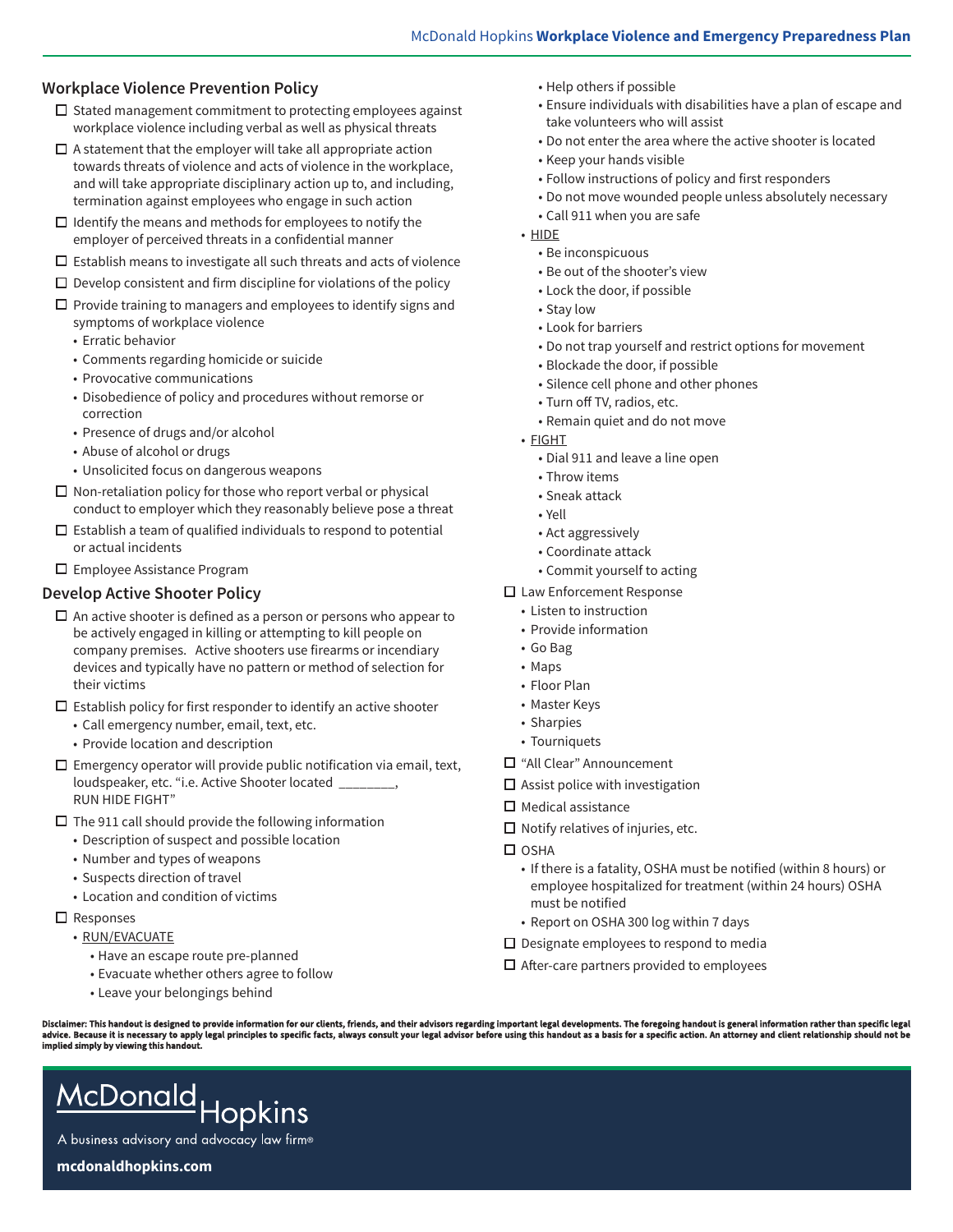## Workplace Violence Prevention Policy

- ☐ Stated management commitment to protecting employees against workplace violence including verbal as well as physical threats
- ☐ A statement that the employer will take all appropriate action towards threats of violence and acts of violence in the workplace, and will take appropriate disciplinary action up to, and including, termination against employees who engage in such action
- ☐ Identify the means and methods for employees to notify the employer of perceived threats in a confidential manner
- ☐ Establish means to investigate all such threats and acts of violence
- ☐ Develop consistent and firm discipline for violations of the policy
- ☐ Provide training to managers and employees to identify signs and symptoms of workplace violence
  - Erratic behavior
  - Comments regarding homicide or suicide
  - Provocative communications
  - Disobedience of policy and procedures without remorse or correction
  - Presence of drugs and/or alcohol
  - Abuse of alcohol or drugs
  - Unsolicited focus on dangerous weapons
- ☐ Non-retaliation policy for those who report verbal or physical conduct to employer which they reasonably believe pose a threat
- ☐ Establish a team of qualified individuals to respond to potential or actual incidents
- ☐ Employee Assistance Program

## Develop Active Shooter Policy

- ☐ An active shooter is defined as a person or persons who appear to be actively engaged in killing or attempting to kill people on company premises. Active shooters use firearms or incendiary devices and typically have no pattern or method of selection for their victims
- ☐ Establish policy for first responder to identify an active shooter
  - Call emergency number, email, text, etc.
  - Provide location and description
- ☐ Emergency operator will provide public notification via email, text, loudspeaker, etc. "i.e. Active Shooter located ________, RUN HIDE FIGHT"
- ☐ The 911 call should provide the following information
  - Description of suspect and possible location
  - Number and types of weapons
  - Suspects direction of travel
  - Location and condition of victims
- ☐ Responses
  - RUN/EVACUATE
    - Have an escape route pre-planned
    - Evacuate whether others agree to follow
    - Leave your belongings behind
    - Help others if possible
    - Ensure individuals with disabilities have a plan of escape and take volunteers who will assist
    - Do not enter the area where the active shooter is located
    - Keep your hands visible
    - Follow instructions of policy and first responders
    - Do not move wounded people unless absolutely necessary
    - Call 911 when you are safe
  - HIDE
    - Be inconspicuous
    - Be out of the shooter's view
    - Lock the door, if possible
    - Stay low
    - Look for barriers
    - Do not trap yourself and restrict options for movement
    - Blockade the door, if possible
    - Silence cell phone and other phones
    - Turn off TV, radios, etc.
    - Remain quiet and do not move
  - FIGHT
    - Dial 911 and leave a line open
    - Throw items
    - Sneak attack
    - Yell
    - Act aggressively
    - Coordinate attack
    - Commit yourself to acting
- ☐ Law Enforcement Response
  - Listen to instruction
  - Provide information
  - Go Bag
  - Maps
  - Floor Plan
  - Master Keys
  - Sharpies
  - Tourniquets
- ☐ "All Clear" Announcement
- ☐ Assist police with investigation
- ☐ Medical assistance
- ☐ Notify relatives of injuries, etc.
- ☐ OSHA
  - If there is a fatality, OSHA must be notified (within 8 hours) or employee hospitalized for treatment (within 24 hours) OSHA must be notified
  - Report on OSHA 300 log within 7 days
- ☐ Designate employees to respond to media
- ☐ After-care partners provided to employees

**Disclaimer: This handout is designed to provide information for our clients, friends, and their advisors regarding important legal developments. The foregoing handout is general information rather than specific legal advice. Because it is necessary to apply legal principles to specific facts, always consult your legal advisor before using this handout as a basis for a specific action. An attorney and client relationship should not be implied simply by viewing this handout.**

McDonald Hopkins

A business advisory and advocacy law firm®

**mcdonaldhopkins.com**